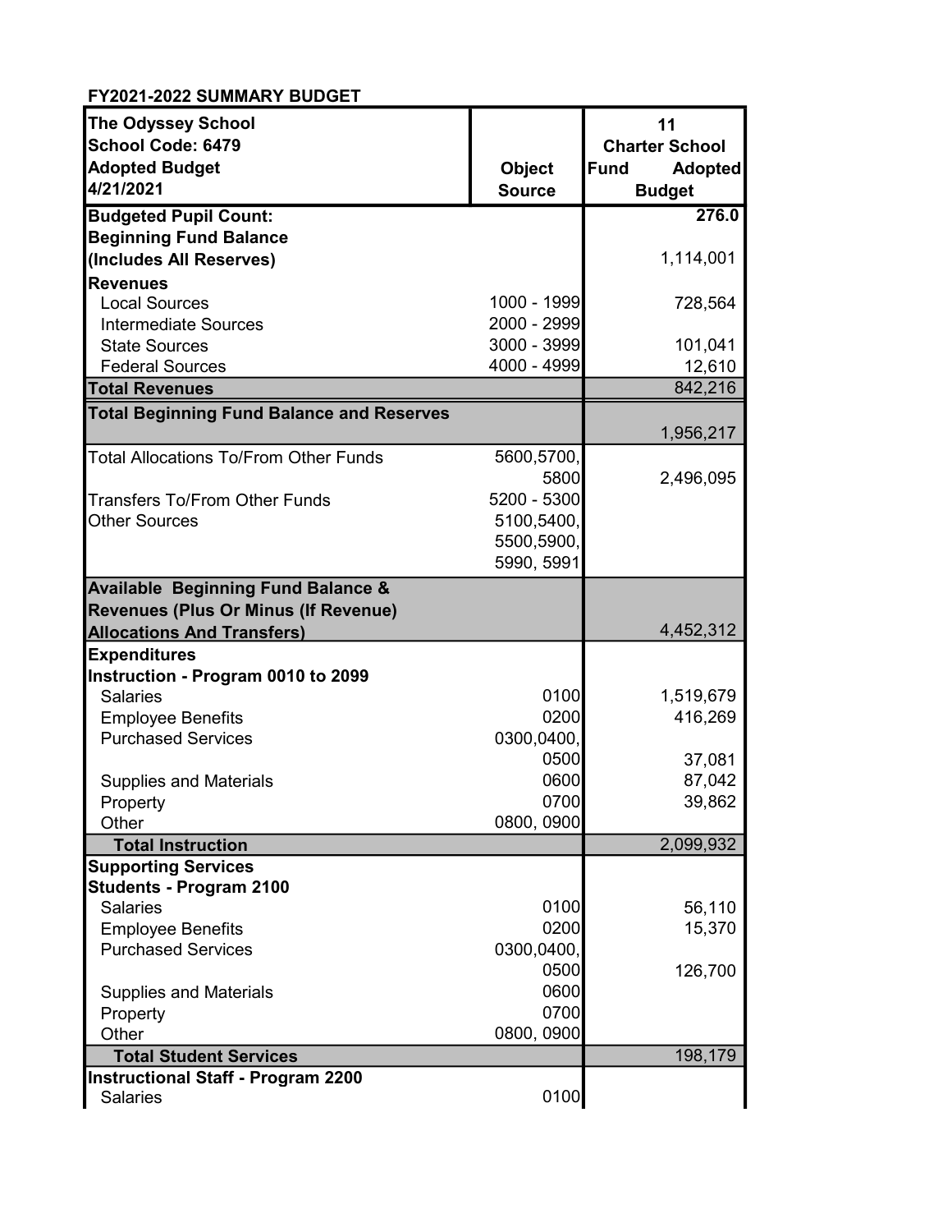**FY2021-2022 SUMMARY BUDGET**

| The Odyssey School<br>School Code: 6479<br>Adopted Budget<br>4/21/2021 | Object Source | 11<br>Charter School<br>Fund Adopted Budget |
|---|---|---|
| **Budgeted Pupil Count:** | | **276.0** |
| **Beginning Fund Balance (Includes All Reserves)** | | 1,114,001 |
| **Revenues** | | |
| Local Sources | 1000 - 1999 | 728,564 |
| Intermediate Sources | 2000 - 2999 | |
| State Sources | 3000 - 3999 | 101,041 |
| Federal Sources | 4000 - 4999 | 12,610 |
| **Total Revenues** | | 842,216 |
| **Total Beginning Fund Balance and Reserves** | | 1,956,217 |
| Total Allocations To/From Other Funds | 5600,5700, 5800 | 2,496,095 |
| Transfers To/From Other Funds | 5200 - 5300 | |
| Other Sources | 5100,5400, 5500,5900, 5990, 5991 | |
| **Available Beginning Fund Balance & Revenues (Plus Or Minus (If Revenue) Allocations And Transfers)** | | 4,452,312 |
| **Expenditures** | | |
| **Instruction - Program 0010 to 2099** | | |
| Salaries | 0100 | 1,519,679 |
| Employee Benefits | 0200 | 416,269 |
| Purchased Services | 0300,0400, 0500 | 37,081 |
| Supplies and Materials | 0600 | 87,042 |
| Property | 0700 | 39,862 |
| Other | 0800, 0900 | |
| **Total Instruction** | | 2,099,932 |
| **Supporting Services** | | |
| **Students - Program 2100** | | |
| Salaries | 0100 | 56,110 |
| Employee Benefits | 0200 | 15,370 |
| Purchased Services | 0300,0400, 0500 | 126,700 |
| Supplies and Materials | 0600 | |
| Property | 0700 | |
| Other | 0800, 0900 | |
| **Total Student Services** | | 198,179 |
| **Instructional Staff - Program 2200** | | |
| Salaries | 0100 | |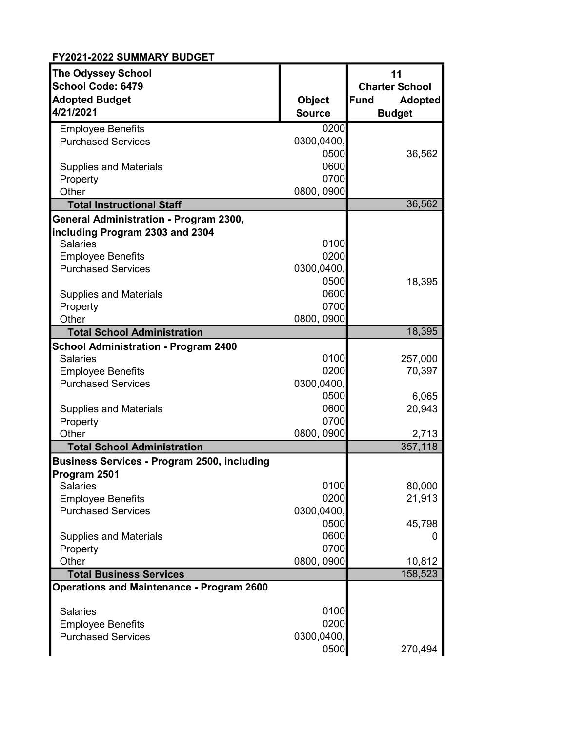**FY2021-2022 SUMMARY BUDGET**

| The Odyssey School<br>School Code: 6479<br>Adopted Budget<br>4/21/2021 | Object Source | 11<br>Charter School Fund Adopted Budget |
|---|---|---|
| Employee Benefits | 0200 | |
| Purchased Services | 0300,0400, 0500 | 36,562 |
| Supplies and Materials | 0600 | |
| Property | 0700 | |
| Other | 0800, 0900 | |
| **Total Instructional Staff** | | 36,562 |
| **General Administration - Program 2300, including Program 2303 and 2304** | | |
| Salaries | 0100 | |
| Employee Benefits | 0200 | |
| Purchased Services | 0300,0400, 0500 | 18,395 |
| Supplies and Materials | 0600 | |
| Property | 0700 | |
| Other | 0800, 0900 | |
| **Total School Administration** | | 18,395 |
| **School Administration - Program 2400** | | |
| Salaries | 0100 | 257,000 |
| Employee Benefits | 0200 | 70,397 |
| Purchased Services | 0300,0400, 0500 | 6,065 |
| Supplies and Materials | 0600 | 20,943 |
| Property | 0700 | |
| Other | 0800, 0900 | 2,713 |
| **Total School Administration** | | 357,118 |
| **Business Services - Program 2500, including Program 2501** | | |
| Salaries | 0100 | 80,000 |
| Employee Benefits | 0200 | 21,913 |
| Purchased Services | 0300,0400, 0500 | 45,798 |
| Supplies and Materials | 0600 | 0 |
| Property | 0700 | |
| Other | 0800, 0900 | 10,812 |
| **Total Business Services** | | 158,523 |
| **Operations and Maintenance - Program 2600** | | |
| Salaries | 0100 | |
| Employee Benefits | 0200 | |
| Purchased Services | 0300,0400, 0500 | 270,494 |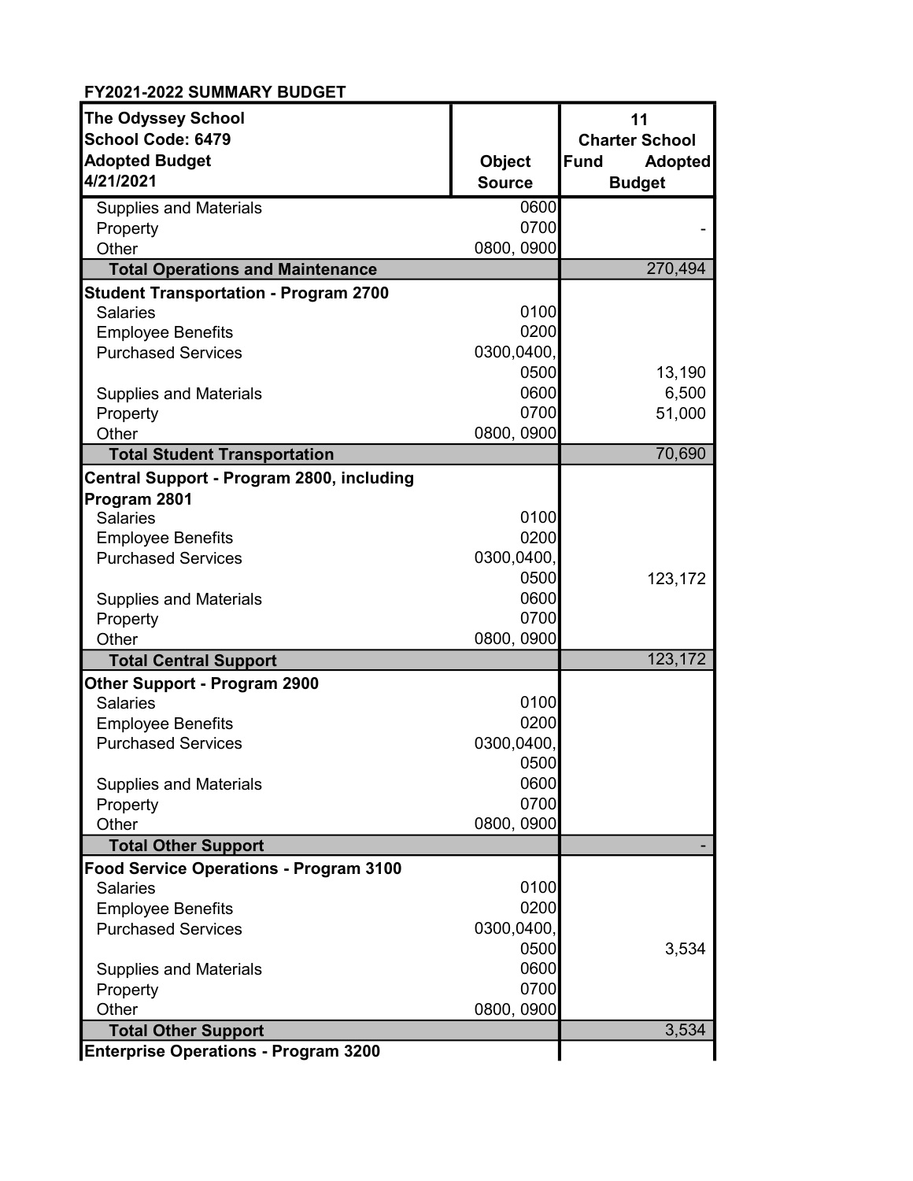**FY2021-2022 SUMMARY BUDGET**

| The Odyssey School<br>School Code: 6479<br>Adopted Budget<br>4/21/2021 | Object Source | 11<br>Charter School Fund Adopted Budget |
|---|---|---|
| Supplies and Materials | 0600 | |
| Property | 0700 | - |
| Other | 0800, 0900 | |
| **Total Operations and Maintenance** | | 270,494 |
| **Student Transportation - Program 2700** | | |
| Salaries | 0100 | |
| Employee Benefits | 0200 | |
| Purchased Services | 0300,0400, 0500 | 13,190 |
| Supplies and Materials | 0600 | 6,500 |
| Property | 0700 | 51,000 |
| Other | 0800, 0900 | |
| **Total Student Transportation** | | 70,690 |
| **Central Support - Program 2800, including Program 2801** | | |
| Salaries | 0100 | |
| Employee Benefits | 0200 | |
| Purchased Services | 0300,0400, 0500 | 123,172 |
| Supplies and Materials | 0600 | |
| Property | 0700 | |
| Other | 0800, 0900 | |
| **Total Central Support** | | 123,172 |
| **Other Support - Program 2900** | | |
| Salaries | 0100 | |
| Employee Benefits | 0200 | |
| Purchased Services | 0300,0400, 0500 | |
| Supplies and Materials | 0600 | |
| Property | 0700 | |
| Other | 0800, 0900 | |
| **Total Other Support** | | - |
| **Food Service Operations - Program 3100** | | |
| Salaries | 0100 | |
| Employee Benefits | 0200 | |
| Purchased Services | 0300,0400, 0500 | 3,534 |
| Supplies and Materials | 0600 | |
| Property | 0700 | |
| Other | 0800, 0900 | |
| **Total Other Support** | | 3,534 |
| **Enterprise Operations - Program 3200** | | |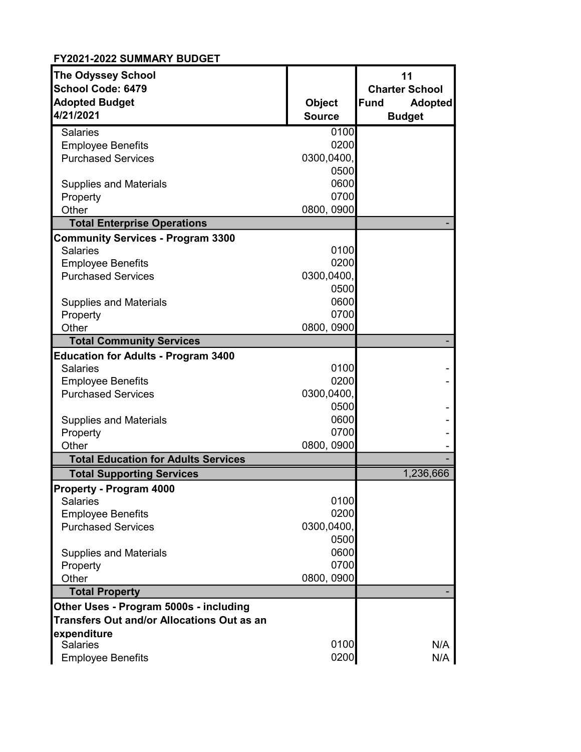**FY2021-2022 SUMMARY BUDGET**

| The Odyssey School<br>School Code: 6479<br>Adopted Budget<br>4/21/2021 | Object Source | 11<br>Charter School<br>Fund Adopted Budget |
|---|---|---|
| Salaries | 0100 | |
| Employee Benefits | 0200 | |
| Purchased Services | 0300,0400,<br>0500 | |
| Supplies and Materials | 0600 | |
| Property | 0700 | |
| Other | 0800, 0900 | |
| **Total Enterprise Operations** | | - |
| **Community Services - Program 3300** | | |
| Salaries | 0100 | |
| Employee Benefits | 0200 | |
| Purchased Services | 0300,0400,<br>0500 | |
| Supplies and Materials | 0600 | |
| Property | 0700 | |
| Other | 0800, 0900 | |
| **Total Community Services** | | - |
| **Education for Adults - Program 3400** | | |
| Salaries | 0100 | - |
| Employee Benefits | 0200 | - |
| Purchased Services | 0300,0400,<br>0500 | - |
| Supplies and Materials | 0600 | - |
| Property | 0700 | - |
| Other | 0800, 0900 | - |
| **Total Education for Adults Services** | | - |
| **Total Supporting Services** | | 1,236,666 |
| **Property - Program 4000** | | |
| Salaries | 0100 | |
| Employee Benefits | 0200 | |
| Purchased Services | 0300,0400,<br>0500 | |
| Supplies and Materials | 0600 | |
| Property | 0700 | |
| Other | 0800, 0900 | |
| **Total Property** | | - |
| **Other Uses - Program 5000s - including Transfers Out and/or Allocations Out as an expenditure** | | |
| Salaries | 0100 | N/A |
| Employee Benefits | 0200 | N/A |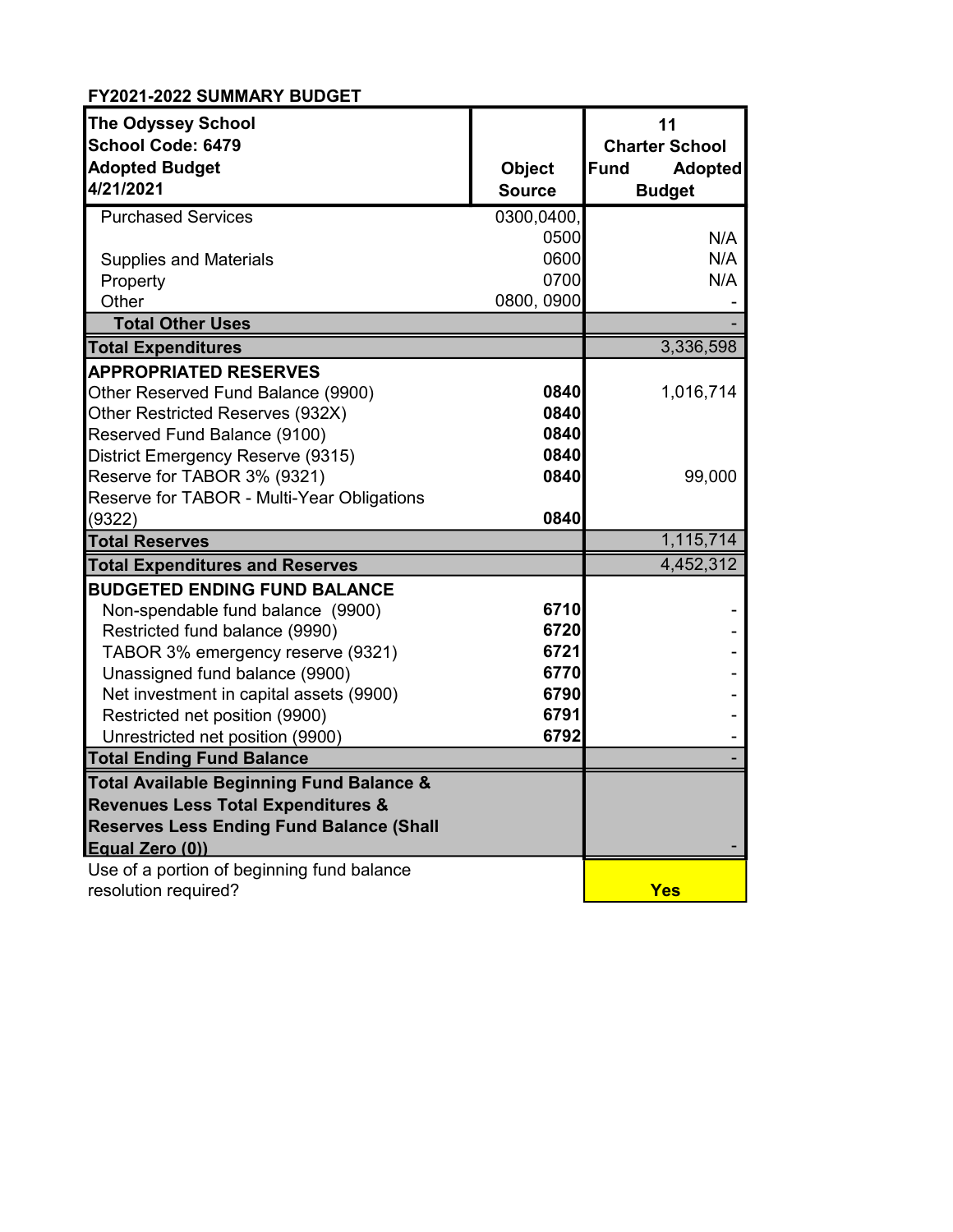**FY2021-2022 SUMMARY BUDGET**

| The Odyssey School<br>School Code: 6479<br>Adopted Budget<br>4/21/2021 | Object Source | 11 Charter School Fund Adopted Budget |
|---|---|---|
| Purchased Services | 0300,0400, 0500 | N/A |
| Supplies and Materials | 0600 | N/A |
| Property | 0700 | N/A |
| Other | 0800, 0900 | - |
| **Total Other Uses** | | - |
| **Total Expenditures** | | 3,336,598 |
| **APPROPRIATED RESERVES** | | |
| Other Reserved Fund Balance (9900) | **0840** | 1,016,714 |
| Other Restricted Reserves (932X) | **0840** | |
| Reserved Fund Balance (9100) | **0840** | |
| District Emergency Reserve (9315) | **0840** | |
| Reserve for TABOR 3% (9321) | **0840** | 99,000 |
| Reserve for TABOR - Multi-Year Obligations (9322) | **0840** | |
| **Total Reserves** | | 1,115,714 |
| **Total Expenditures and Reserves** | | 4,452,312 |
| **BUDGETED ENDING FUND BALANCE** | | |
| Non-spendable fund balance (9900) | **6710** | - |
| Restricted fund balance (9990) | **6720** | - |
| TABOR 3% emergency reserve (9321) | **6721** | - |
| Unassigned fund balance (9900) | **6770** | - |
| Net investment in capital assets (9900) | **6790** | - |
| Restricted net position (9900) | **6791** | - |
| Unrestricted net position (9900) | **6792** | - |
| **Total Ending Fund Balance** | | - |
| **Total Available Beginning Fund Balance & Revenues Less Total Expenditures & Reserves Less Ending Fund Balance (Shall Equal Zero (0))** | | - |
| Use of a portion of beginning fund balance resolution required? | | **Yes** |